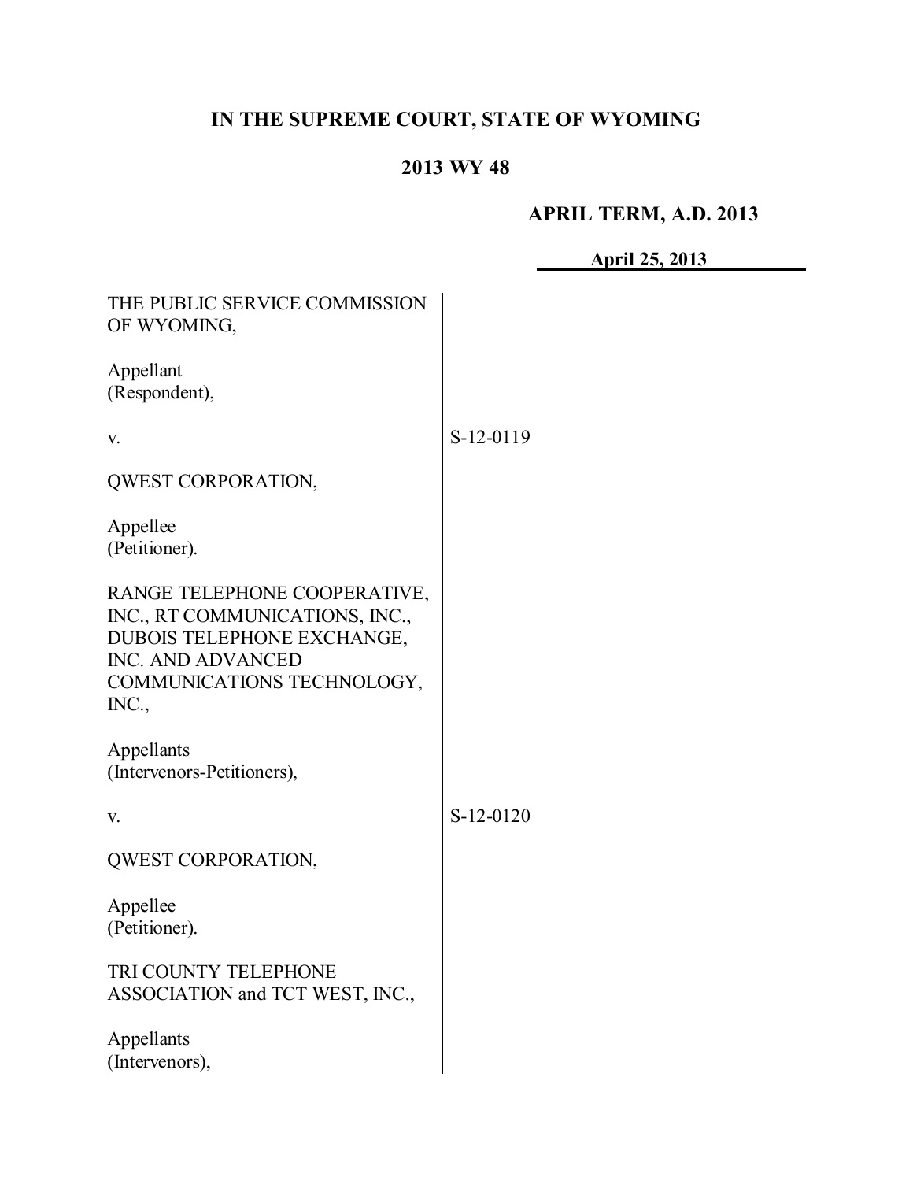# IN THE SUPREME COURT, STATE OF WYOMING

## 2013 WY 48

**APRIL TERM, A.D. 2013**

**April 25, 2013**

THE PUBLIC SERVICE COMMISSION OF WYOMING,

Appellant (Respondent),

v.

QWEST CORPORATION,

Appellee (Petitioner).

S-12-0119

RANGE TELEPHONE COOPERATIVE, INC., RT COMMUNICATIONS, INC., DUBOIS TELEPHONE EXCHANGE, INC. AND ADVANCED COMMUNICATIONS TECHNOLOGY, INC.,

Appellants (Intervenors-Petitioners),

v.

QWEST CORPORATION,

Appellee (Petitioner).

S-12-0120

TRI COUNTY TELEPHONE ASSOCIATION and TCT WEST, INC.,

Appellants (Intervenors),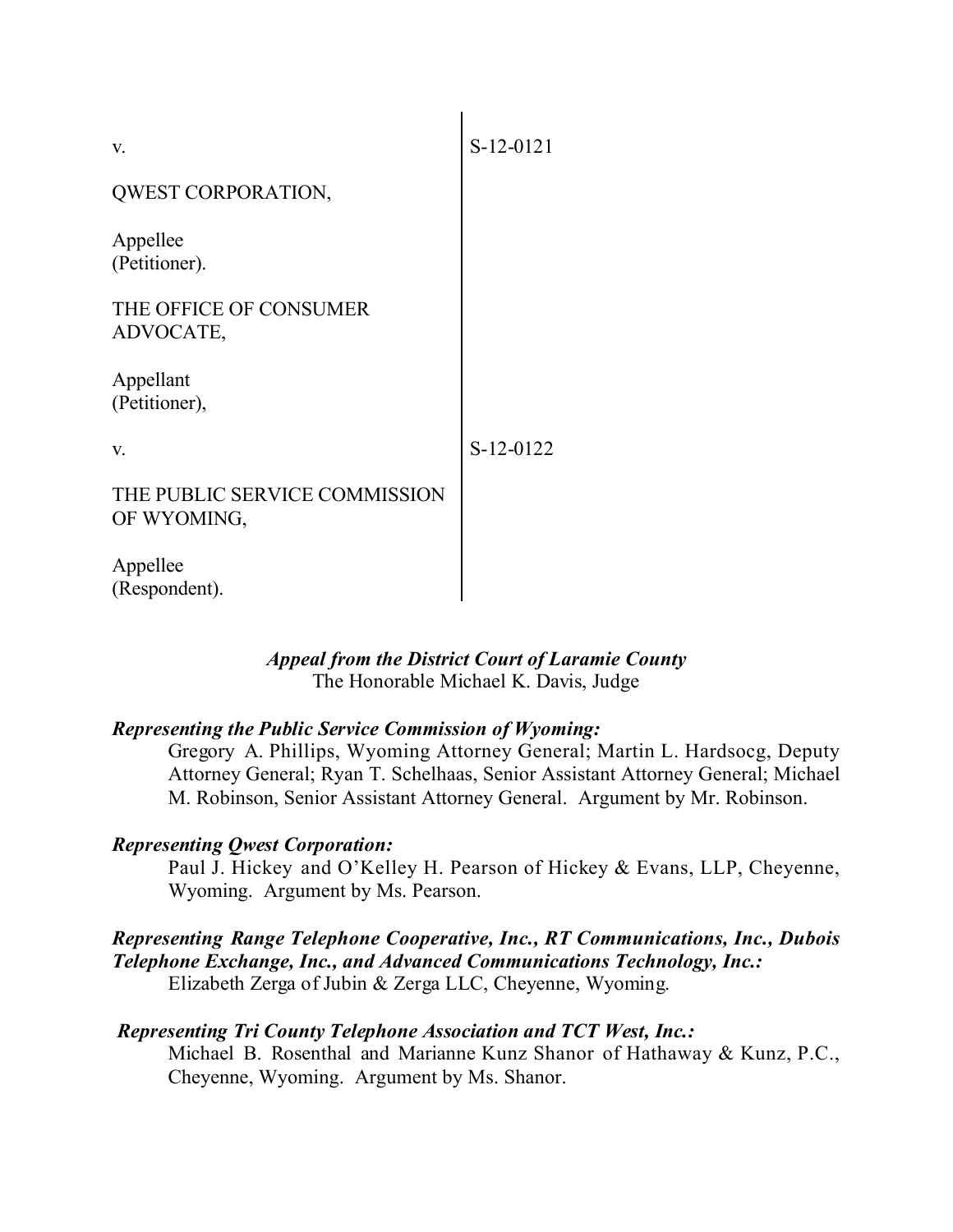| | |
|---|---|
| v.<br><br>QWEST CORPORATION,<br><br>Appellee<br>(Petitioner). | S-12-0121 |
| THE OFFICE OF CONSUMER ADVOCATE,<br><br>Appellant<br>(Petitioner),<br><br>v.<br><br>THE PUBLIC SERVICE COMMISSION OF WYOMING,<br><br>Appellee<br>(Respondent). | S-12-0122 |

***Appeal from the District Court of Laramie County***
The Honorable Michael K. Davis, Judge

***Representing the Public Service Commission of Wyoming:***
Gregory A. Phillips, Wyoming Attorney General; Martin L. Hardsocg, Deputy Attorney General; Ryan T. Schelhaas, Senior Assistant Attorney General; Michael M. Robinson, Senior Assistant Attorney General. Argument by Mr. Robinson.

***Representing Qwest Corporation:***
Paul J. Hickey and O'Kelley H. Pearson of Hickey & Evans, LLP, Cheyenne, Wyoming. Argument by Ms. Pearson.

***Representing Range Telephone Cooperative, Inc., RT Communications, Inc., Dubois Telephone Exchange, Inc., and Advanced Communications Technology, Inc.:***
Elizabeth Zerga of Jubin & Zerga LLC, Cheyenne, Wyoming.

***Representing Tri County Telephone Association and TCT West, Inc.:***
Michael B. Rosenthal and Marianne Kunz Shanor of Hathaway & Kunz, P.C., Cheyenne, Wyoming. Argument by Ms. Shanor.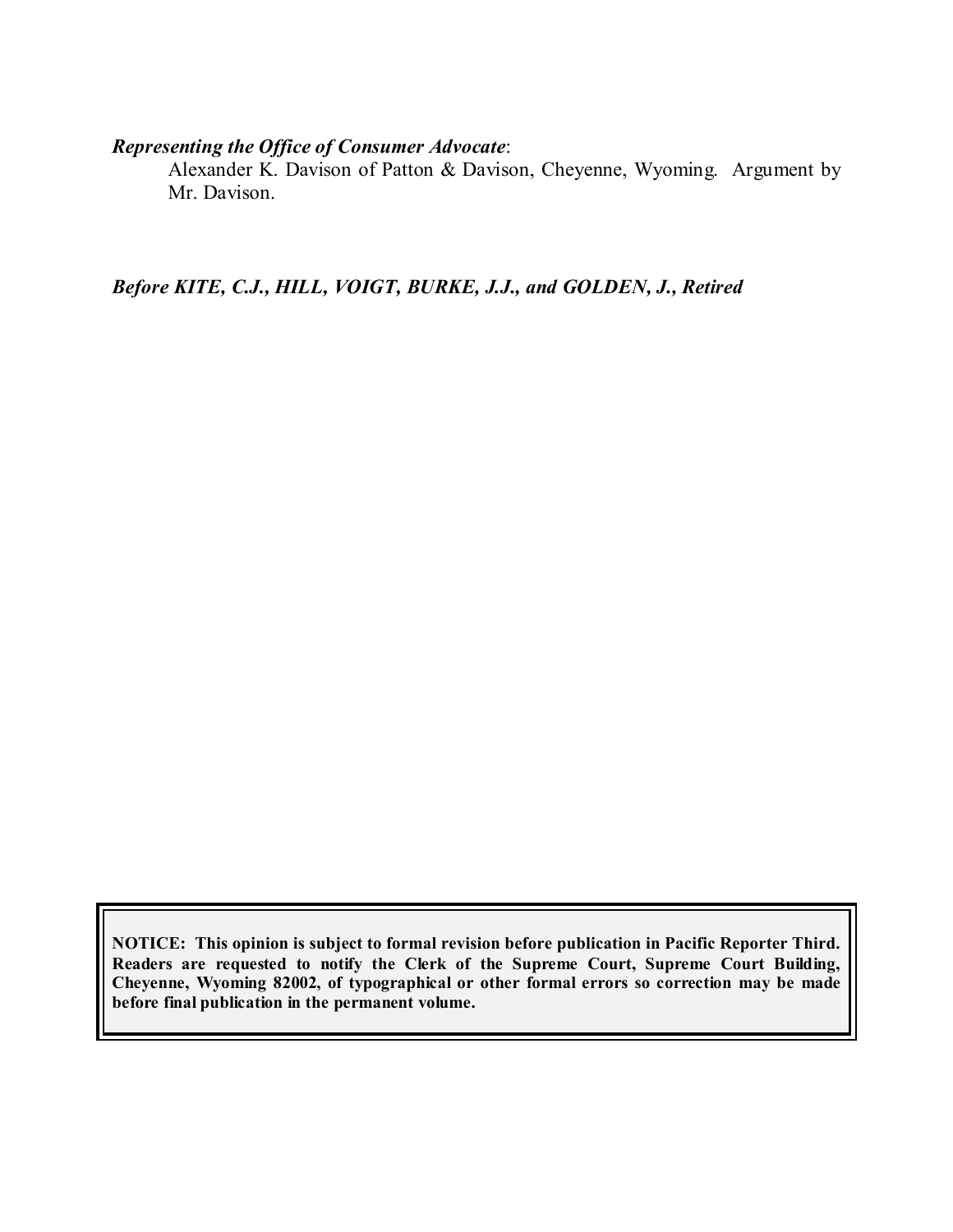***Representing the Office of Consumer Advocate***:

Alexander K. Davison of Patton & Davison, Cheyenne, Wyoming. Argument by Mr. Davison.

***Before KITE, C.J., HILL, VOIGT, BURKE, J.J., and GOLDEN, J., Retired***

**NOTICE: This opinion is subject to formal revision before publication in Pacific Reporter Third. Readers are requested to notify the Clerk of the Supreme Court, Supreme Court Building, Cheyenne, Wyoming 82002, of typographical or other formal errors so correction may be made before final publication in the permanent volume.**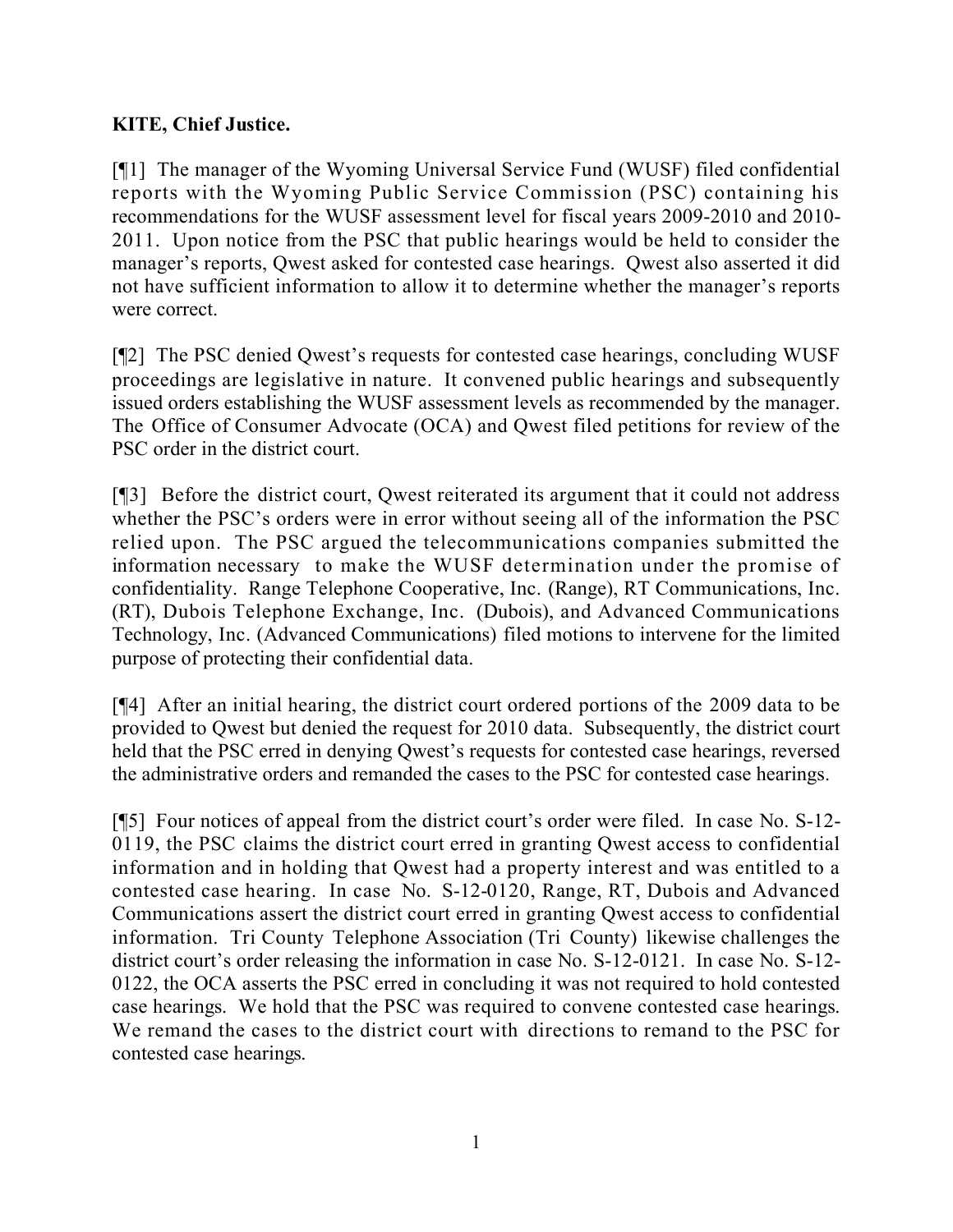**KITE, Chief Justice.**

[¶1] The manager of the Wyoming Universal Service Fund (WUSF) filed confidential reports with the Wyoming Public Service Commission (PSC) containing his recommendations for the WUSF assessment level for fiscal years 2009-2010 and 2010-2011. Upon notice from the PSC that public hearings would be held to consider the manager's reports, Qwest asked for contested case hearings. Qwest also asserted it did not have sufficient information to allow it to determine whether the manager's reports were correct.

[¶2] The PSC denied Qwest's requests for contested case hearings, concluding WUSF proceedings are legislative in nature. It convened public hearings and subsequently issued orders establishing the WUSF assessment levels as recommended by the manager. The Office of Consumer Advocate (OCA) and Qwest filed petitions for review of the PSC order in the district court.

[¶3] Before the district court, Qwest reiterated its argument that it could not address whether the PSC's orders were in error without seeing all of the information the PSC relied upon. The PSC argued the telecommunications companies submitted the information necessary to make the WUSF determination under the promise of confidentiality. Range Telephone Cooperative, Inc. (Range), RT Communications, Inc. (RT), Dubois Telephone Exchange, Inc. (Dubois), and Advanced Communications Technology, Inc. (Advanced Communications) filed motions to intervene for the limited purpose of protecting their confidential data.

[¶4] After an initial hearing, the district court ordered portions of the 2009 data to be provided to Qwest but denied the request for 2010 data. Subsequently, the district court held that the PSC erred in denying Qwest's requests for contested case hearings, reversed the administrative orders and remanded the cases to the PSC for contested case hearings.

[¶5] Four notices of appeal from the district court's order were filed. In case No. S-12-0119, the PSC claims the district court erred in granting Qwest access to confidential information and in holding that Qwest had a property interest and was entitled to a contested case hearing. In case No. S-12-0120, Range, RT, Dubois and Advanced Communications assert the district court erred in granting Qwest access to confidential information. Tri County Telephone Association (Tri County) likewise challenges the district court's order releasing the information in case No. S-12-0121. In case No. S-12-0122, the OCA asserts the PSC erred in concluding it was not required to hold contested case hearings. We hold that the PSC was required to convene contested case hearings. We remand the cases to the district court with directions to remand to the PSC for contested case hearings.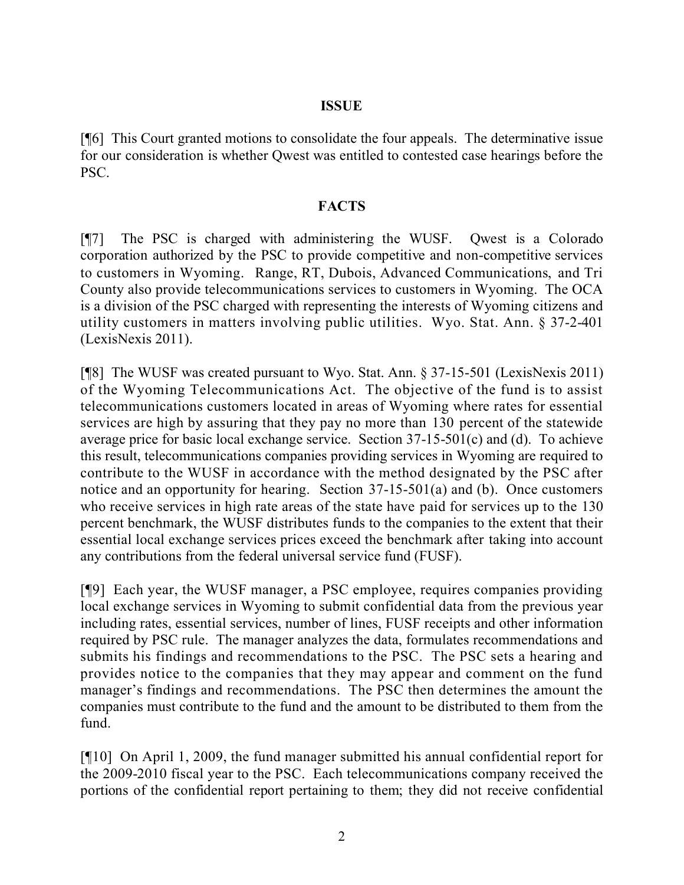## ISSUE

[¶6] This Court granted motions to consolidate the four appeals. The determinative issue for our consideration is whether Qwest was entitled to contested case hearings before the PSC.

## FACTS

[¶7] The PSC is charged with administering the WUSF. Qwest is a Colorado corporation authorized by the PSC to provide competitive and non-competitive services to customers in Wyoming. Range, RT, Dubois, Advanced Communications, and Tri County also provide telecommunications services to customers in Wyoming. The OCA is a division of the PSC charged with representing the interests of Wyoming citizens and utility customers in matters involving public utilities. Wyo. Stat. Ann. § 37-2-401 (LexisNexis 2011).

[¶8] The WUSF was created pursuant to Wyo. Stat. Ann. § 37-15-501 (LexisNexis 2011) of the Wyoming Telecommunications Act. The objective of the fund is to assist telecommunications customers located in areas of Wyoming where rates for essential services are high by assuring that they pay no more than 130 percent of the statewide average price for basic local exchange service. Section 37-15-501(c) and (d). To achieve this result, telecommunications companies providing services in Wyoming are required to contribute to the WUSF in accordance with the method designated by the PSC after notice and an opportunity for hearing. Section 37-15-501(a) and (b). Once customers who receive services in high rate areas of the state have paid for services up to the 130 percent benchmark, the WUSF distributes funds to the companies to the extent that their essential local exchange services prices exceed the benchmark after taking into account any contributions from the federal universal service fund (FUSF).

[¶9] Each year, the WUSF manager, a PSC employee, requires companies providing local exchange services in Wyoming to submit confidential data from the previous year including rates, essential services, number of lines, FUSF receipts and other information required by PSC rule. The manager analyzes the data, formulates recommendations and submits his findings and recommendations to the PSC. The PSC sets a hearing and provides notice to the companies that they may appear and comment on the fund manager's findings and recommendations. The PSC then determines the amount the companies must contribute to the fund and the amount to be distributed to them from the fund.

[¶10] On April 1, 2009, the fund manager submitted his annual confidential report for the 2009-2010 fiscal year to the PSC. Each telecommunications company received the portions of the confidential report pertaining to them; they did not receive confidential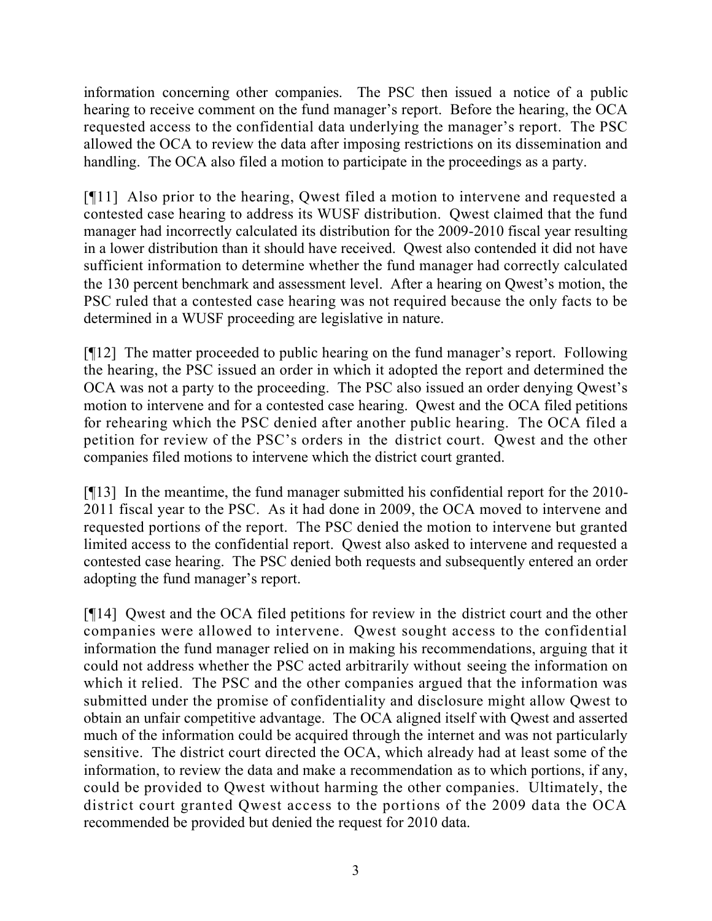information concerning other companies. The PSC then issued a notice of a public hearing to receive comment on the fund manager's report. Before the hearing, the OCA requested access to the confidential data underlying the manager's report. The PSC allowed the OCA to review the data after imposing restrictions on its dissemination and handling. The OCA also filed a motion to participate in the proceedings as a party.

[¶11] Also prior to the hearing, Qwest filed a motion to intervene and requested a contested case hearing to address its WUSF distribution. Qwest claimed that the fund manager had incorrectly calculated its distribution for the 2009-2010 fiscal year resulting in a lower distribution than it should have received. Qwest also contended it did not have sufficient information to determine whether the fund manager had correctly calculated the 130 percent benchmark and assessment level. After a hearing on Qwest's motion, the PSC ruled that a contested case hearing was not required because the only facts to be determined in a WUSF proceeding are legislative in nature.

[¶12] The matter proceeded to public hearing on the fund manager's report. Following the hearing, the PSC issued an order in which it adopted the report and determined the OCA was not a party to the proceeding. The PSC also issued an order denying Qwest's motion to intervene and for a contested case hearing. Qwest and the OCA filed petitions for rehearing which the PSC denied after another public hearing. The OCA filed a petition for review of the PSC's orders in the district court. Qwest and the other companies filed motions to intervene which the district court granted.

[¶13] In the meantime, the fund manager submitted his confidential report for the 2010-2011 fiscal year to the PSC. As it had done in 2009, the OCA moved to intervene and requested portions of the report. The PSC denied the motion to intervene but granted limited access to the confidential report. Qwest also asked to intervene and requested a contested case hearing. The PSC denied both requests and subsequently entered an order adopting the fund manager's report.

[¶14] Qwest and the OCA filed petitions for review in the district court and the other companies were allowed to intervene. Qwest sought access to the confidential information the fund manager relied on in making his recommendations, arguing that it could not address whether the PSC acted arbitrarily without seeing the information on which it relied. The PSC and the other companies argued that the information was submitted under the promise of confidentiality and disclosure might allow Qwest to obtain an unfair competitive advantage. The OCA aligned itself with Qwest and asserted much of the information could be acquired through the internet and was not particularly sensitive. The district court directed the OCA, which already had at least some of the information, to review the data and make a recommendation as to which portions, if any, could be provided to Qwest without harming the other companies. Ultimately, the district court granted Qwest access to the portions of the 2009 data the OCA recommended be provided but denied the request for 2010 data.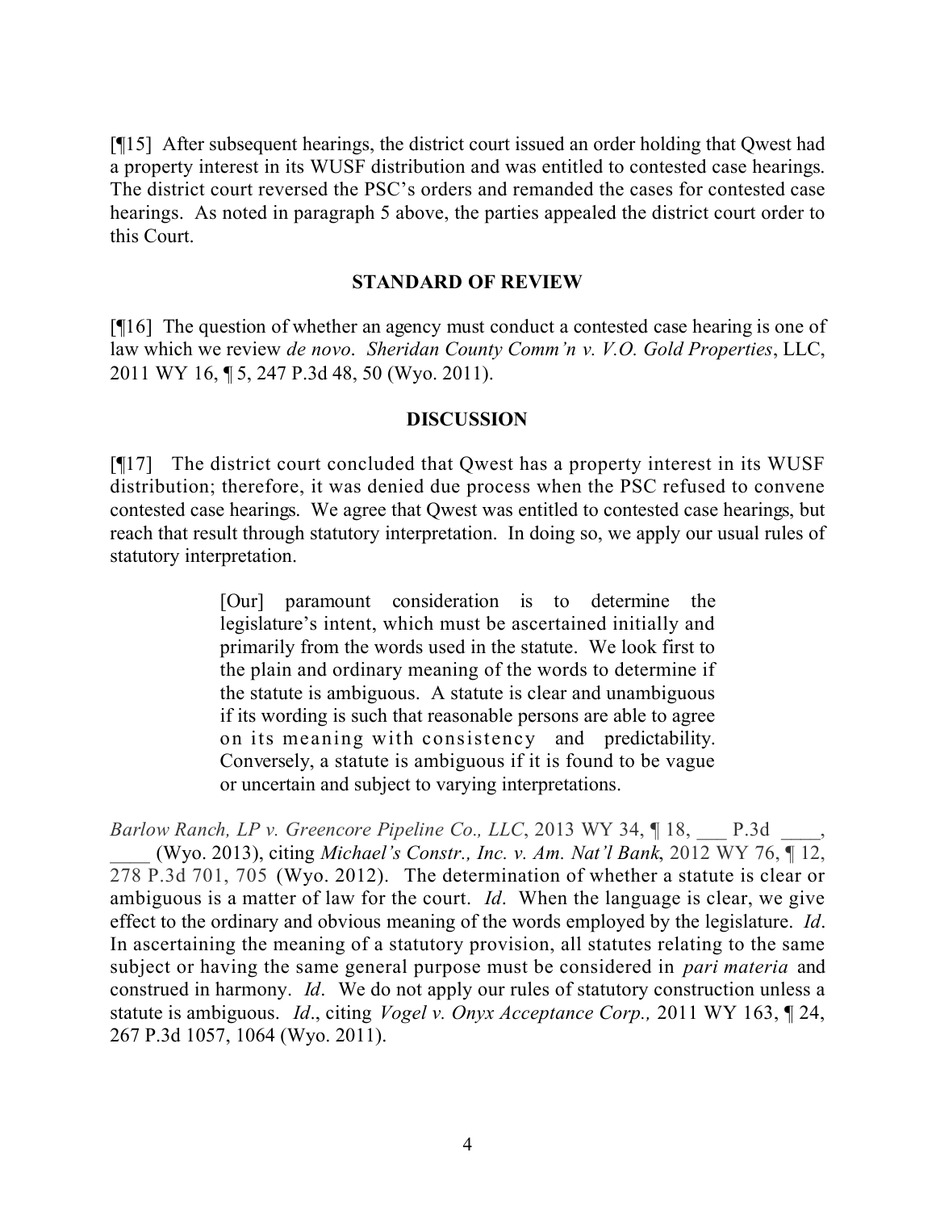[¶15] After subsequent hearings, the district court issued an order holding that Qwest had a property interest in its WUSF distribution and was entitled to contested case hearings. The district court reversed the PSC's orders and remanded the cases for contested case hearings. As noted in paragraph 5 above, the parties appealed the district court order to this Court.

## STANDARD OF REVIEW

[¶16] The question of whether an agency must conduct a contested case hearing is one of law which we review *de novo*. *Sheridan County Comm'n v. V.O. Gold Properties*, LLC, 2011 WY 16, ¶ 5, 247 P.3d 48, 50 (Wyo. 2011).

## DISCUSSION

[¶17] The district court concluded that Qwest has a property interest in its WUSF distribution; therefore, it was denied due process when the PSC refused to convene contested case hearings. We agree that Qwest was entitled to contested case hearings, but reach that result through statutory interpretation. In doing so, we apply our usual rules of statutory interpretation.

> [Our] paramount consideration is to determine the legislature's intent, which must be ascertained initially and primarily from the words used in the statute. We look first to the plain and ordinary meaning of the words to determine if the statute is ambiguous. A statute is clear and unambiguous if its wording is such that reasonable persons are able to agree on its meaning with consistency and predictability. Conversely, a statute is ambiguous if it is found to be vague or uncertain and subject to varying interpretations.

*Barlow Ranch, LP v. Greencore Pipeline Co., LLC*, 2013 WY 34, ¶ 18, ___ P.3d ____, ____ (Wyo. 2013), citing *Michael's Constr., Inc. v. Am. Nat'l Bank*, 2012 WY 76, ¶ 12, 278 P.3d 701, 705 (Wyo. 2012). The determination of whether a statute is clear or ambiguous is a matter of law for the court. *Id*. When the language is clear, we give effect to the ordinary and obvious meaning of the words employed by the legislature. *Id*. In ascertaining the meaning of a statutory provision, all statutes relating to the same subject or having the same general purpose must be considered in *pari materia* and construed in harmony. *Id*. We do not apply our rules of statutory construction unless a statute is ambiguous. *Id*., citing *Vogel v. Onyx Acceptance Corp.,* 2011 WY 163, ¶ 24, 267 P.3d 1057, 1064 (Wyo. 2011).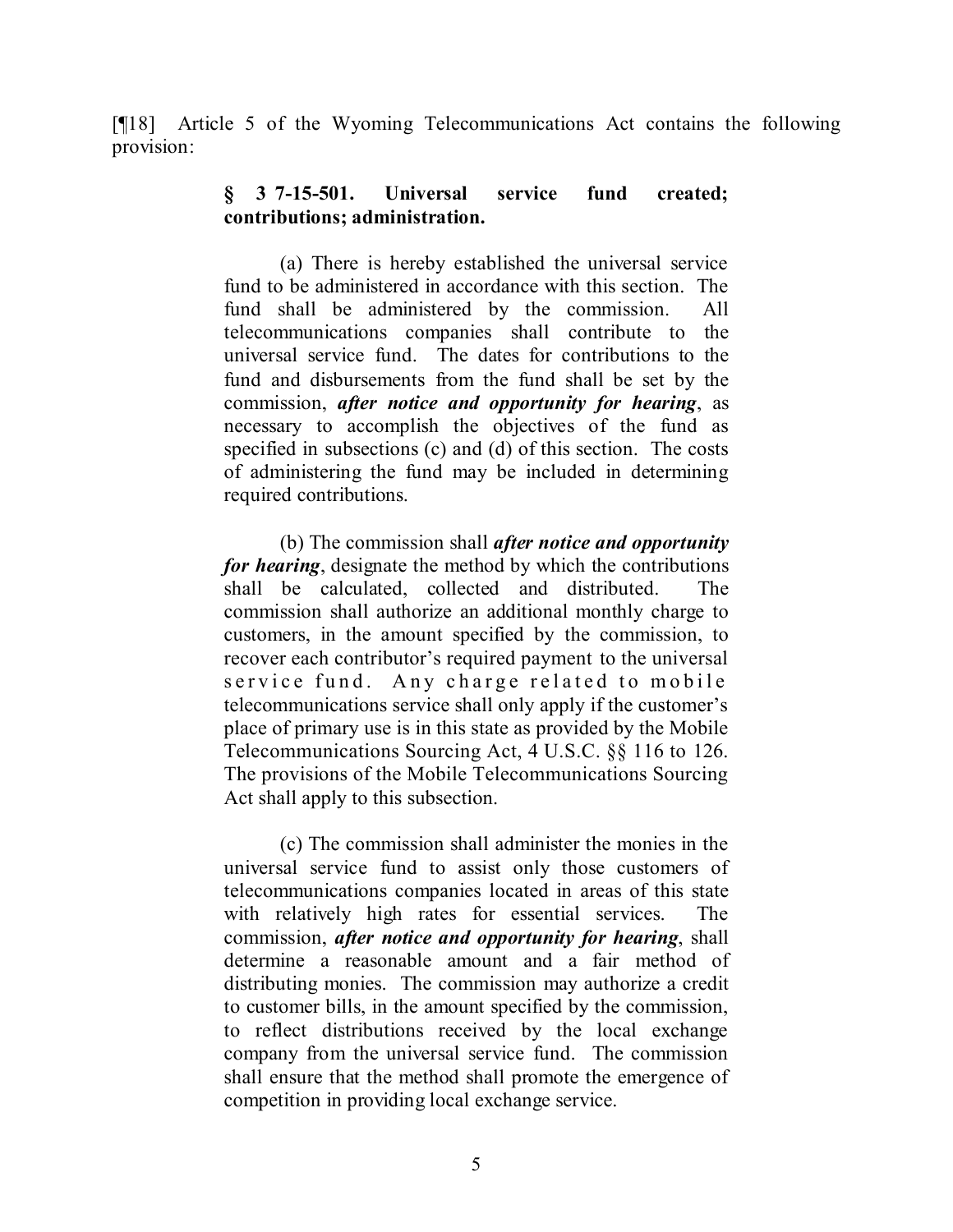[¶18] Article 5 of the Wyoming Telecommunications Act contains the following provision:

> **§ 3 7-15-501. Universal service fund created; contributions; administration.**
>
> (a) There is hereby established the universal service fund to be administered in accordance with this section. The fund shall be administered by the commission. All telecommunications companies shall contribute to the universal service fund. The dates for contributions to the fund and disbursements from the fund shall be set by the commission, ***after notice and opportunity for hearing***, as necessary to accomplish the objectives of the fund as specified in subsections (c) and (d) of this section. The costs of administering the fund may be included in determining required contributions.
>
> (b) The commission shall ***after notice and opportunity for hearing***, designate the method by which the contributions shall be calculated, collected and distributed. The commission shall authorize an additional monthly charge to customers, in the amount specified by the commission, to recover each contributor's required payment to the universal service fund. Any charge related to mobile telecommunications service shall only apply if the customer's place of primary use is in this state as provided by the Mobile Telecommunications Sourcing Act, 4 U.S.C. §§ 116 to 126. The provisions of the Mobile Telecommunications Sourcing Act shall apply to this subsection.
>
> (c) The commission shall administer the monies in the universal service fund to assist only those customers of telecommunications companies located in areas of this state with relatively high rates for essential services. The commission, ***after notice and opportunity for hearing***, shall determine a reasonable amount and a fair method of distributing monies. The commission may authorize a credit to customer bills, in the amount specified by the commission, to reflect distributions received by the local exchange company from the universal service fund. The commission shall ensure that the method shall promote the emergence of competition in providing local exchange service.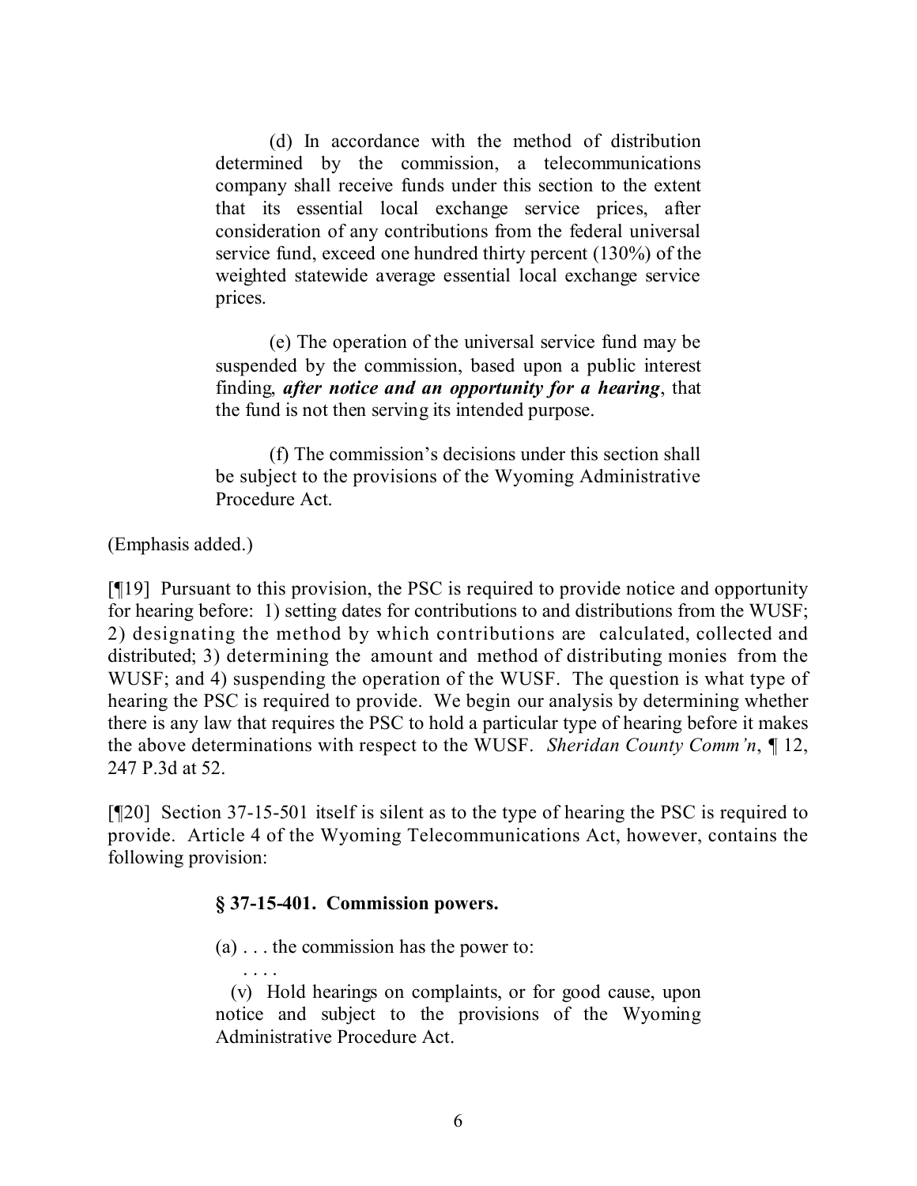> (d) In accordance with the method of distribution determined by the commission, a telecommunications company shall receive funds under this section to the extent that its essential local exchange service prices, after consideration of any contributions from the federal universal service fund, exceed one hundred thirty percent (130%) of the weighted statewide average essential local exchange service prices.
>
> (e) The operation of the universal service fund may be suspended by the commission, based upon a public interest finding, ***after notice and an opportunity for a hearing***, that the fund is not then serving its intended purpose.
>
> (f) The commission's decisions under this section shall be subject to the provisions of the Wyoming Administrative Procedure Act.

(Emphasis added.)

[¶19] Pursuant to this provision, the PSC is required to provide notice and opportunity for hearing before: 1) setting dates for contributions to and distributions from the WUSF; 2) designating the method by which contributions are calculated, collected and distributed; 3) determining the amount and method of distributing monies from the WUSF; and 4) suspending the operation of the WUSF. The question is what type of hearing the PSC is required to provide. We begin our analysis by determining whether there is any law that requires the PSC to hold a particular type of hearing before it makes the above determinations with respect to the WUSF. *Sheridan County Comm'n*, ¶ 12, 247 P.3d at 52.

[¶20] Section 37-15-501 itself is silent as to the type of hearing the PSC is required to provide. Article 4 of the Wyoming Telecommunications Act, however, contains the following provision:

> **§ 37-15-401. Commission powers.**
>
> (a) . . . the commission has the power to:
>
> . . . .
>
> (v) Hold hearings on complaints, or for good cause, upon notice and subject to the provisions of the Wyoming Administrative Procedure Act.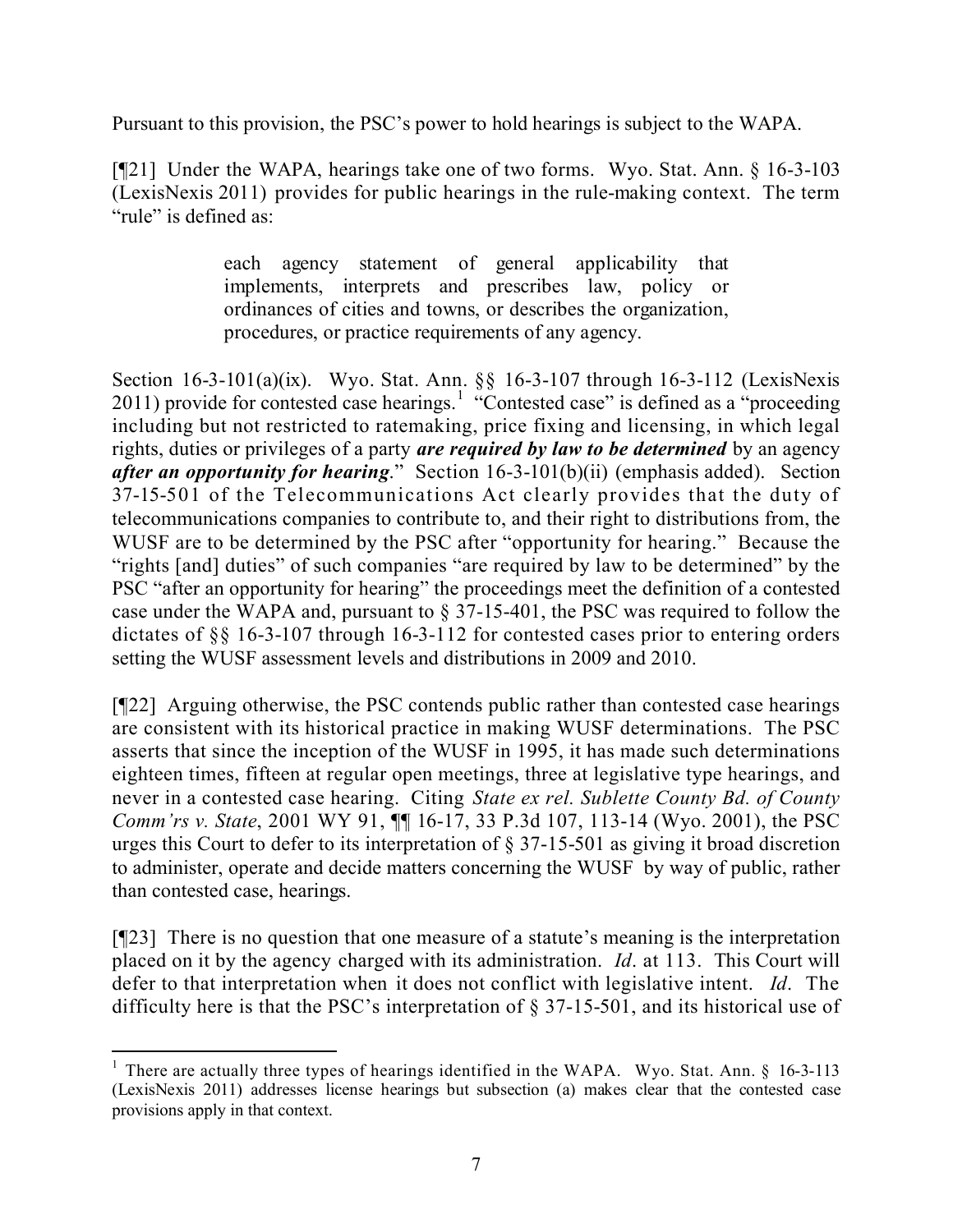Pursuant to this provision, the PSC's power to hold hearings is subject to the WAPA.

[¶21] Under the WAPA, hearings take one of two forms. Wyo. Stat. Ann. § 16-3-103 (LexisNexis 2011) provides for public hearings in the rule-making context. The term "rule" is defined as:

> each agency statement of general applicability that implements, interprets and prescribes law, policy or ordinances of cities and towns, or describes the organization, procedures, or practice requirements of any agency.

Section 16-3-101(a)(ix). Wyo. Stat. Ann. §§ 16-3-107 through 16-3-112 (LexisNexis 2011) provide for contested case hearings.[1] "Contested case" is defined as a "proceeding including but not restricted to ratemaking, price fixing and licensing, in which legal rights, duties or privileges of a party ***are required by law to be determined*** by an agency ***after an opportunity for hearing***." Section 16-3-101(b)(ii) (emphasis added). Section 37-15-501 of the Telecommunications Act clearly provides that the duty of telecommunications companies to contribute to, and their right to distributions from, the WUSF are to be determined by the PSC after "opportunity for hearing." Because the "rights [and] duties" of such companies "are required by law to be determined" by the PSC "after an opportunity for hearing" the proceedings meet the definition of a contested case under the WAPA and, pursuant to § 37-15-401, the PSC was required to follow the dictates of §§ 16-3-107 through 16-3-112 for contested cases prior to entering orders setting the WUSF assessment levels and distributions in 2009 and 2010.

[¶22] Arguing otherwise, the PSC contends public rather than contested case hearings are consistent with its historical practice in making WUSF determinations. The PSC asserts that since the inception of the WUSF in 1995, it has made such determinations eighteen times, fifteen at regular open meetings, three at legislative type hearings, and never in a contested case hearing. Citing *State ex rel. Sublette County Bd. of County Comm'rs v. State*, 2001 WY 91, ¶¶ 16-17, 33 P.3d 107, 113-14 (Wyo. 2001), the PSC urges this Court to defer to its interpretation of § 37-15-501 as giving it broad discretion to administer, operate and decide matters concerning the WUSF by way of public, rather than contested case, hearings.

[¶23] There is no question that one measure of a statute's meaning is the interpretation placed on it by the agency charged with its administration. *Id*. at 113. This Court will defer to that interpretation when it does not conflict with legislative intent. *Id*. The difficulty here is that the PSC's interpretation of § 37-15-501, and its historical use of

---

[1] There are actually three types of hearings identified in the WAPA. Wyo. Stat. Ann. § 16-3-113 (LexisNexis 2011) addresses license hearings but subsection (a) makes clear that the contested case provisions apply in that context.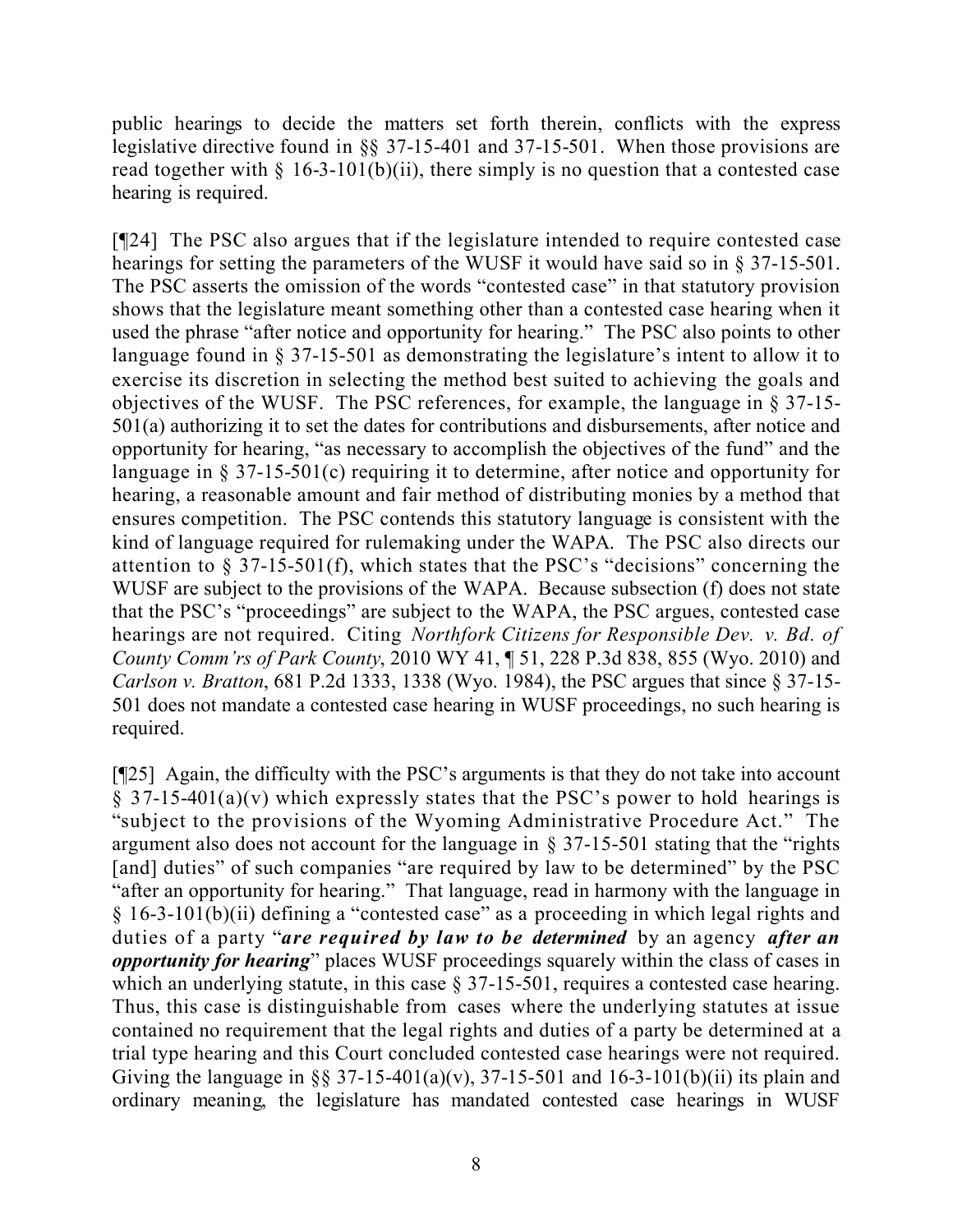public hearings to decide the matters set forth therein, conflicts with the express legislative directive found in §§ 37-15-401 and 37-15-501. When those provisions are read together with § 16-3-101(b)(ii), there simply is no question that a contested case hearing is required.

[¶24] The PSC also argues that if the legislature intended to require contested case hearings for setting the parameters of the WUSF it would have said so in § 37-15-501. The PSC asserts the omission of the words "contested case" in that statutory provision shows that the legislature meant something other than a contested case hearing when it used the phrase "after notice and opportunity for hearing." The PSC also points to other language found in § 37-15-501 as demonstrating the legislature's intent to allow it to exercise its discretion in selecting the method best suited to achieving the goals and objectives of the WUSF. The PSC references, for example, the language in § 37-15-501(a) authorizing it to set the dates for contributions and disbursements, after notice and opportunity for hearing, "as necessary to accomplish the objectives of the fund" and the language in § 37-15-501(c) requiring it to determine, after notice and opportunity for hearing, a reasonable amount and fair method of distributing monies by a method that ensures competition. The PSC contends this statutory language is consistent with the kind of language required for rulemaking under the WAPA. The PSC also directs our attention to § 37-15-501(f), which states that the PSC's "decisions" concerning the WUSF are subject to the provisions of the WAPA. Because subsection (f) does not state that the PSC's "proceedings" are subject to the WAPA, the PSC argues, contested case hearings are not required. Citing *Northfork Citizens for Responsible Dev. v. Bd. of County Comm'rs of Park County*, 2010 WY 41, ¶ 51, 228 P.3d 838, 855 (Wyo. 2010) and *Carlson v. Bratton*, 681 P.2d 1333, 1338 (Wyo. 1984), the PSC argues that since § 37-15-501 does not mandate a contested case hearing in WUSF proceedings, no such hearing is required.

[¶25] Again, the difficulty with the PSC's arguments is that they do not take into account § 37-15-401(a)(v) which expressly states that the PSC's power to hold hearings is "subject to the provisions of the Wyoming Administrative Procedure Act." The argument also does not account for the language in § 37-15-501 stating that the "rights [and] duties" of such companies "are required by law to be determined" by the PSC "after an opportunity for hearing." That language, read in harmony with the language in § 16-3-101(b)(ii) defining a "contested case" as a proceeding in which legal rights and duties of a party "***are required by law to be determined*** by an agency ***after an opportunity for hearing***" places WUSF proceedings squarely within the class of cases in which an underlying statute, in this case § 37-15-501, requires a contested case hearing. Thus, this case is distinguishable from cases where the underlying statutes at issue contained no requirement that the legal rights and duties of a party be determined at a trial type hearing and this Court concluded contested case hearings were not required. Giving the language in §§ 37-15-401(a)(v), 37-15-501 and 16-3-101(b)(ii) its plain and ordinary meaning, the legislature has mandated contested case hearings in WUSF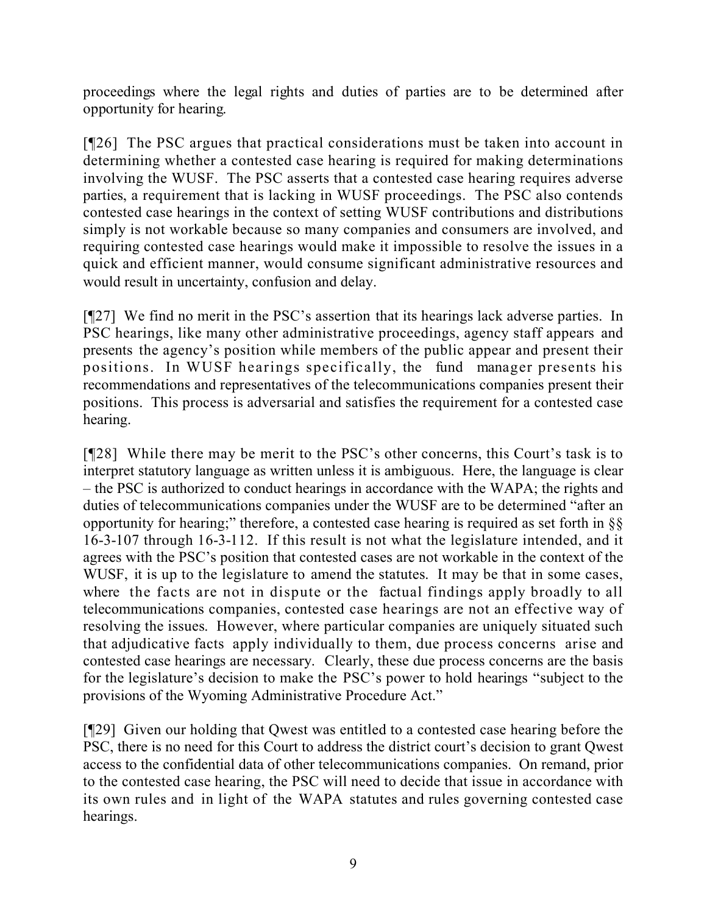proceedings where the legal rights and duties of parties are to be determined after opportunity for hearing.

[¶26] The PSC argues that practical considerations must be taken into account in determining whether a contested case hearing is required for making determinations involving the WUSF. The PSC asserts that a contested case hearing requires adverse parties, a requirement that is lacking in WUSF proceedings. The PSC also contends contested case hearings in the context of setting WUSF contributions and distributions simply is not workable because so many companies and consumers are involved, and requiring contested case hearings would make it impossible to resolve the issues in a quick and efficient manner, would consume significant administrative resources and would result in uncertainty, confusion and delay.

[¶27] We find no merit in the PSC's assertion that its hearings lack adverse parties. In PSC hearings, like many other administrative proceedings, agency staff appears and presents the agency's position while members of the public appear and present their positions. In WUSF hearings specifically, the fund manager presents his recommendations and representatives of the telecommunications companies present their positions. This process is adversarial and satisfies the requirement for a contested case hearing.

[¶28] While there may be merit to the PSC's other concerns, this Court's task is to interpret statutory language as written unless it is ambiguous. Here, the language is clear – the PSC is authorized to conduct hearings in accordance with the WAPA; the rights and duties of telecommunications companies under the WUSF are to be determined "after an opportunity for hearing;" therefore, a contested case hearing is required as set forth in §§ 16-3-107 through 16-3-112. If this result is not what the legislature intended, and it agrees with the PSC's position that contested cases are not workable in the context of the WUSF, it is up to the legislature to amend the statutes. It may be that in some cases, where the facts are not in dispute or the factual findings apply broadly to all telecommunications companies, contested case hearings are not an effective way of resolving the issues. However, where particular companies are uniquely situated such that adjudicative facts apply individually to them, due process concerns arise and contested case hearings are necessary. Clearly, these due process concerns are the basis for the legislature's decision to make the PSC's power to hold hearings "subject to the provisions of the Wyoming Administrative Procedure Act."

[¶29] Given our holding that Qwest was entitled to a contested case hearing before the PSC, there is no need for this Court to address the district court's decision to grant Qwest access to the confidential data of other telecommunications companies. On remand, prior to the contested case hearing, the PSC will need to decide that issue in accordance with its own rules and in light of the WAPA statutes and rules governing contested case hearings.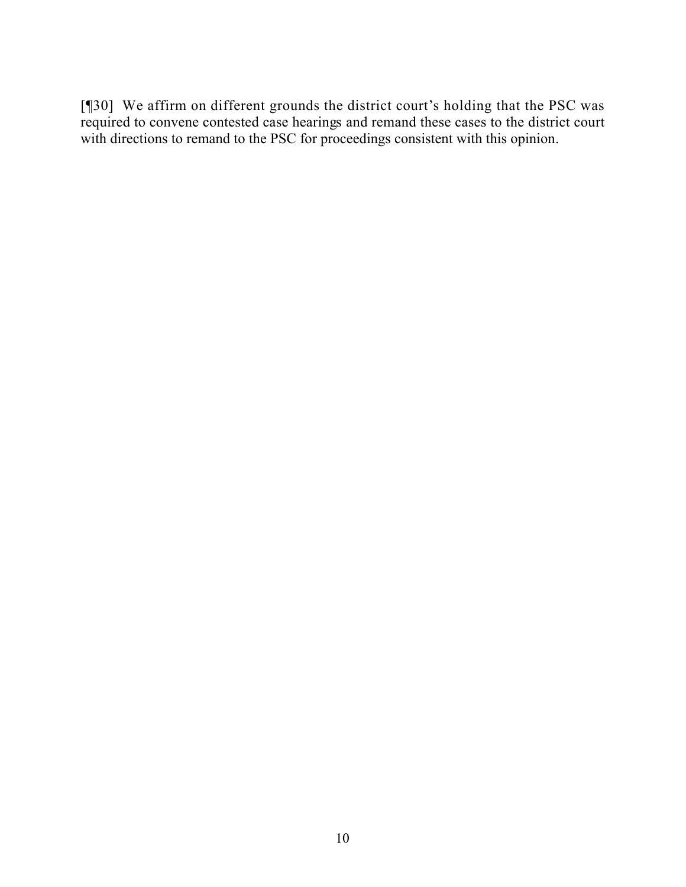[¶30] We affirm on different grounds the district court's holding that the PSC was required to convene contested case hearings and remand these cases to the district court with directions to remand to the PSC for proceedings consistent with this opinion.